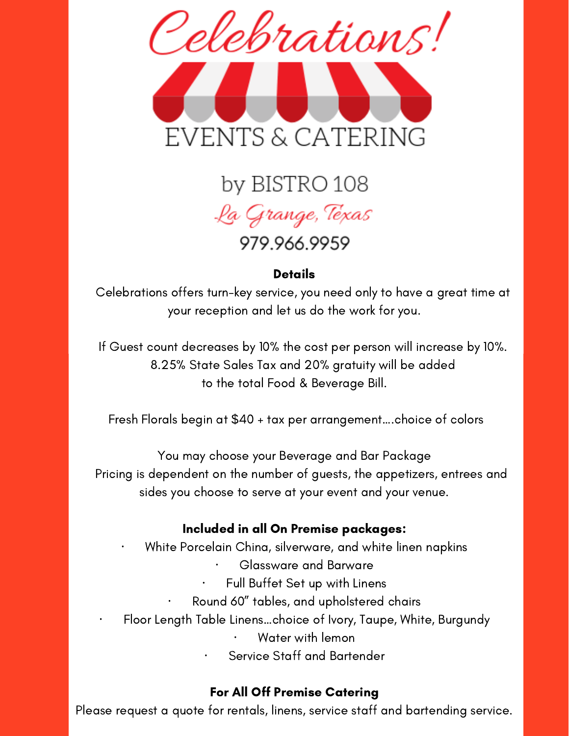# Celebrations!

## EVENTS & CATERING

by BISTRO 108

*La Grange, Texas*

979.966.9959

**Details**

Celebrations offers turn-key service, you need only to have a great time at your reception and let us do the work for you.

If Guest count decreases by 10% the cost per person will increase by 10%.
8.25% State Sales Tax and 20% gratuity will be added
to the total Food & Beverage Bill.

Fresh Florals begin at $40 + tax per arrangement….choice of colors

You may choose your Beverage and Bar Package
Pricing is dependent on the number of guests, the appetizers, entrees and sides you choose to serve at your event and your venue.

**Included in all On Premise packages:**

- White Porcelain China, silverware, and white linen napkins
- Glassware and Barware
- Full Buffet Set up with Linens
- Round 60" tables, and upholstered chairs
- Floor Length Table Linens…choice of Ivory, Taupe, White, Burgundy
- Water with lemon
- Service Staff and Bartender

**For All Off Premise Catering**

Please request a quote for rentals, linens, service staff and bartending service.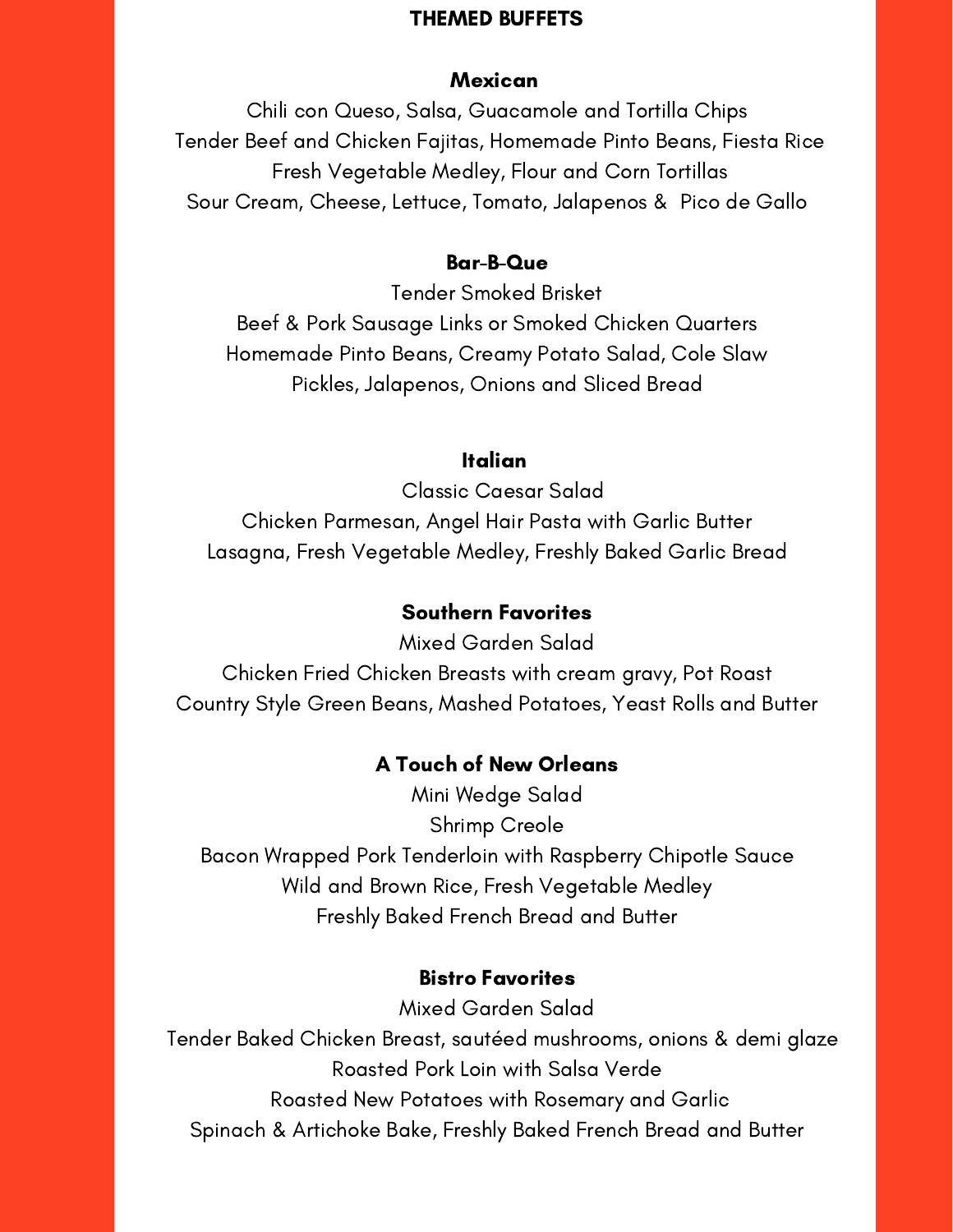# THEMED BUFFETS

## Mexican

Chili con Queso, Salsa, Guacamole and Tortilla Chips
Tender Beef and Chicken Fajitas, Homemade Pinto Beans, Fiesta Rice
Fresh Vegetable Medley, Flour and Corn Tortillas
Sour Cream, Cheese, Lettuce, Tomato, Jalapenos & Pico de Gallo

## Bar-B-Que

Tender Smoked Brisket
Beef & Pork Sausage Links or Smoked Chicken Quarters
Homemade Pinto Beans, Creamy Potato Salad, Cole Slaw
Pickles, Jalapenos, Onions and Sliced Bread

## Italian

Classic Caesar Salad
Chicken Parmesan, Angel Hair Pasta with Garlic Butter
Lasagna, Fresh Vegetable Medley, Freshly Baked Garlic Bread

## Southern Favorites

Mixed Garden Salad
Chicken Fried Chicken Breasts with cream gravy, Pot Roast
Country Style Green Beans, Mashed Potatoes, Yeast Rolls and Butter

## A Touch of New Orleans

Mini Wedge Salad
Shrimp Creole
Bacon Wrapped Pork Tenderloin with Raspberry Chipotle Sauce
Wild and Brown Rice, Fresh Vegetable Medley
Freshly Baked French Bread and Butter

## Bistro Favorites

Mixed Garden Salad
Tender Baked Chicken Breast, sautéed mushrooms, onions & demi glaze
Roasted Pork Loin with Salsa Verde
Roasted New Potatoes with Rosemary and Garlic
Spinach & Artichoke Bake, Freshly Baked French Bread and Butter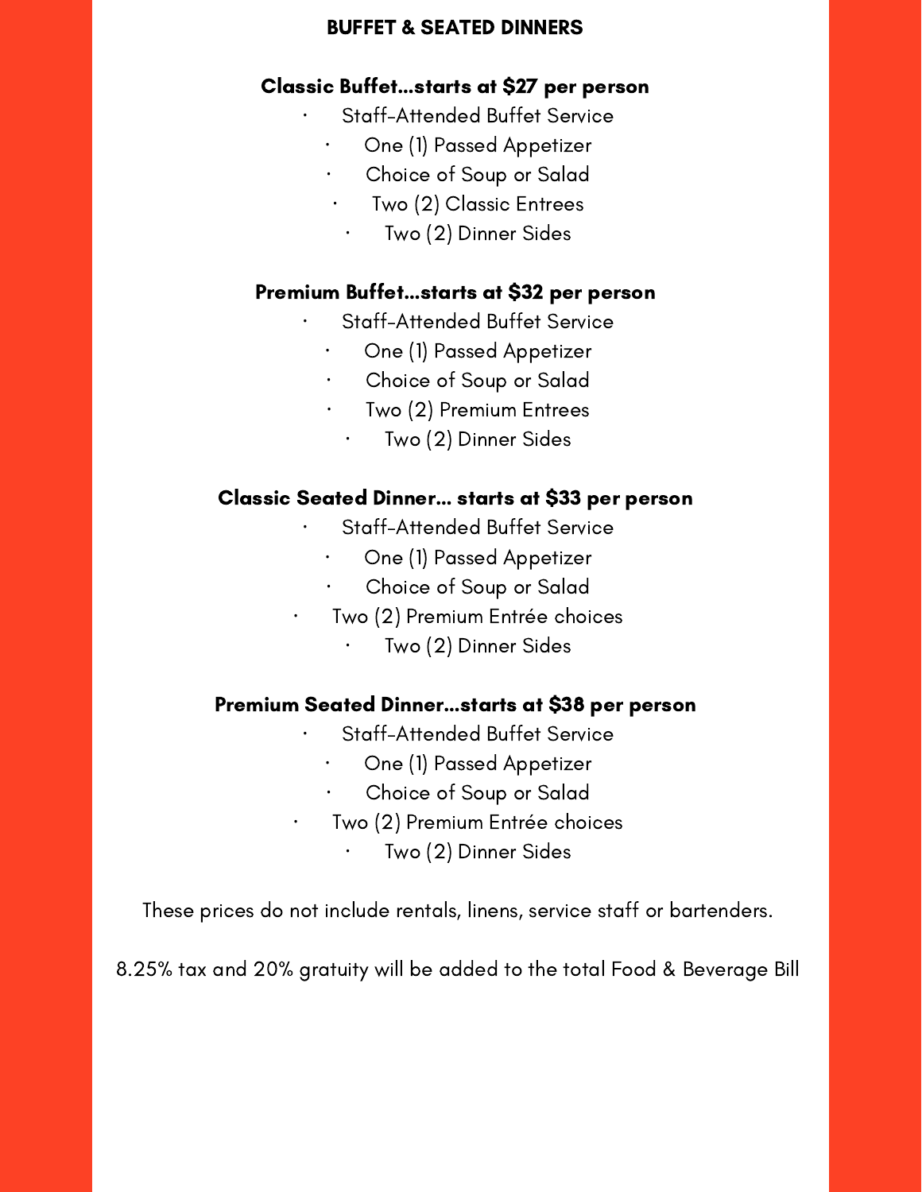## BUFFET & SEATED DINNERS

### Classic Buffet...starts at $27 per person

- Staff-Attended Buffet Service
- One (1) Passed Appetizer
- Choice of Soup or Salad
- Two (2) Classic Entrees
- Two (2) Dinner Sides

### Premium Buffet...starts at $32 per person

- Staff-Attended Buffet Service
- One (1) Passed Appetizer
- Choice of Soup or Salad
- Two (2) Premium Entrees
- Two (2) Dinner Sides

### Classic Seated Dinner... starts at $33 per person

- Staff-Attended Buffet Service
- One (1) Passed Appetizer
- Choice of Soup or Salad
- Two (2) Premium Entrée choices
- Two (2) Dinner Sides

### Premium Seated Dinner...starts at $38 per person

- Staff-Attended Buffet Service
- One (1) Passed Appetizer
- Choice of Soup or Salad
- Two (2) Premium Entrée choices
- Two (2) Dinner Sides

These prices do not include rentals, linens, service staff or bartenders.

8.25% tax and 20% gratuity will be added to the total Food & Beverage Bill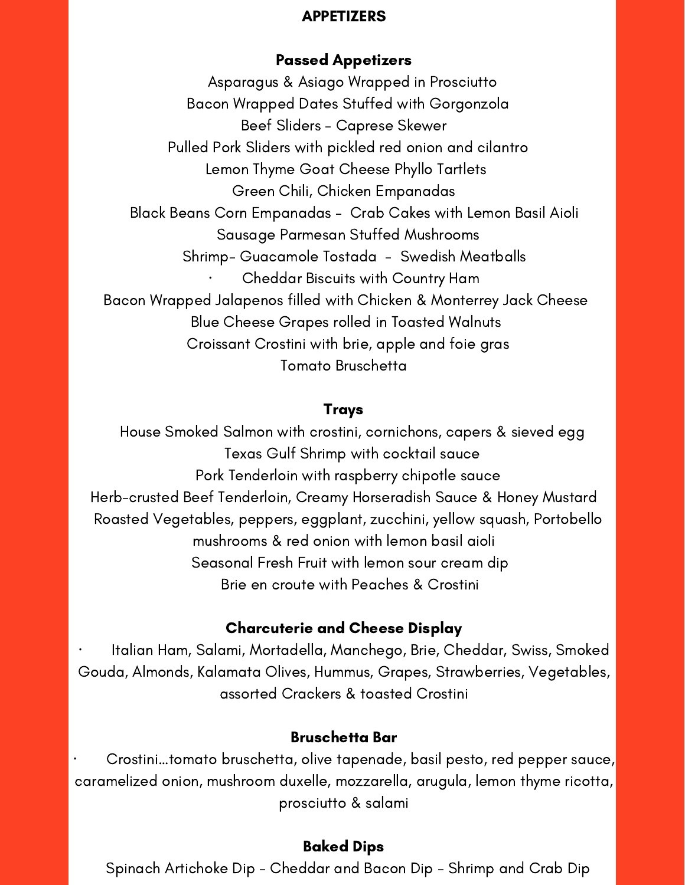# APPETIZERS

## Passed Appetizers

Asparagus & Asiago Wrapped in Prosciutto
Bacon Wrapped Dates Stuffed with Gorgonzola
Beef Sliders - Caprese Skewer
Pulled Pork Sliders with pickled red onion and cilantro
Lemon Thyme Goat Cheese Phyllo Tartlets
Green Chili, Chicken Empanadas
Black Beans Corn Empanadas - Crab Cakes with Lemon Basil Aioli
Sausage Parmesan Stuffed Mushrooms
Shrimp- Guacamole Tostada - Swedish Meatballs
· Cheddar Biscuits with Country Ham
Bacon Wrapped Jalapenos filled with Chicken & Monterrey Jack Cheese
Blue Cheese Grapes rolled in Toasted Walnuts
Croissant Crostini with brie, apple and foie gras
Tomato Bruschetta

## Trays

House Smoked Salmon with crostini, cornichons, capers & sieved egg
Texas Gulf Shrimp with cocktail sauce
Pork Tenderloin with raspberry chipotle sauce
Herb-crusted Beef Tenderloin, Creamy Horseradish Sauce & Honey Mustard
Roasted Vegetables, peppers, eggplant, zucchini, yellow squash, Portobello mushrooms & red onion with lemon basil aioli
Seasonal Fresh Fruit with lemon sour cream dip
Brie en croute with Peaches & Crostini

## Charcuterie and Cheese Display

· Italian Ham, Salami, Mortadella, Manchego, Brie, Cheddar, Swiss, Smoked Gouda, Almonds, Kalamata Olives, Hummus, Grapes, Strawberries, Vegetables, assorted Crackers & toasted Crostini

## Bruschetta Bar

· Crostini…tomato bruschetta, olive tapenade, basil pesto, red pepper sauce, caramelized onion, mushroom duxelle, mozzarella, arugula, lemon thyme ricotta, prosciutto & salami

## Baked Dips

Spinach Artichoke Dip - Cheddar and Bacon Dip - Shrimp and Crab Dip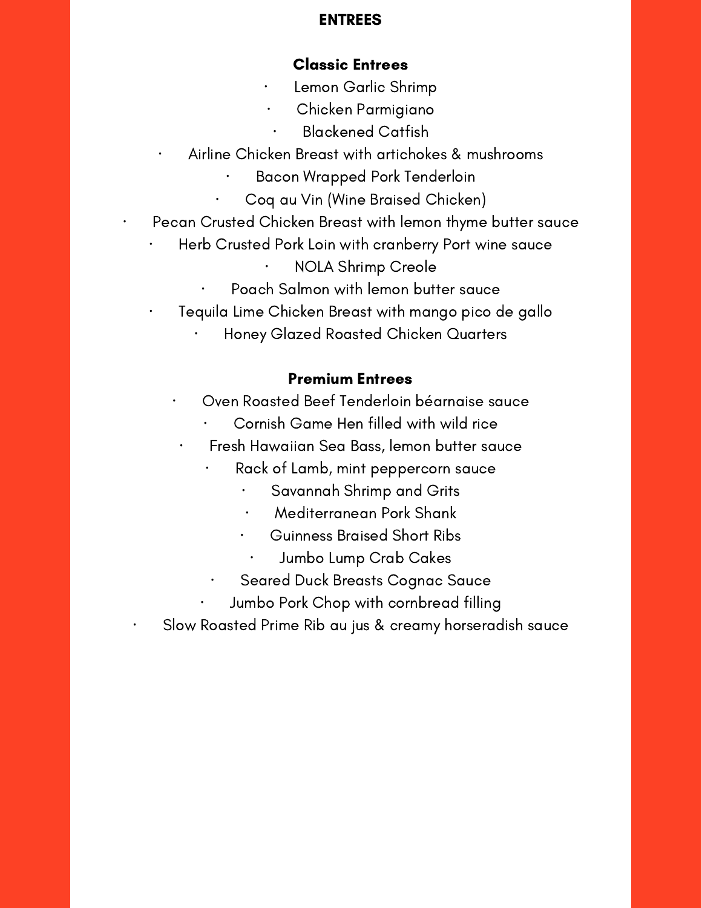# ENTREES

## Classic Entrees

- Lemon Garlic Shrimp
- Chicken Parmigiano
- Blackened Catfish
- Airline Chicken Breast with artichokes & mushrooms
- Bacon Wrapped Pork Tenderloin
- Coq au Vin (Wine Braised Chicken)
- Pecan Crusted Chicken Breast with lemon thyme butter sauce
- Herb Crusted Pork Loin with cranberry Port wine sauce
- NOLA Shrimp Creole
- Poach Salmon with lemon butter sauce
- Tequila Lime Chicken Breast with mango pico de gallo
- Honey Glazed Roasted Chicken Quarters

## Premium Entrees

- Oven Roasted Beef Tenderloin béarnaise sauce
- Cornish Game Hen filled with wild rice
- Fresh Hawaiian Sea Bass, lemon butter sauce
- Rack of Lamb, mint peppercorn sauce
- Savannah Shrimp and Grits
- Mediterranean Pork Shank
- Guinness Braised Short Ribs
- Jumbo Lump Crab Cakes
- Seared Duck Breasts Cognac Sauce
- Jumbo Pork Chop with cornbread filling
- Slow Roasted Prime Rib au jus & creamy horseradish sauce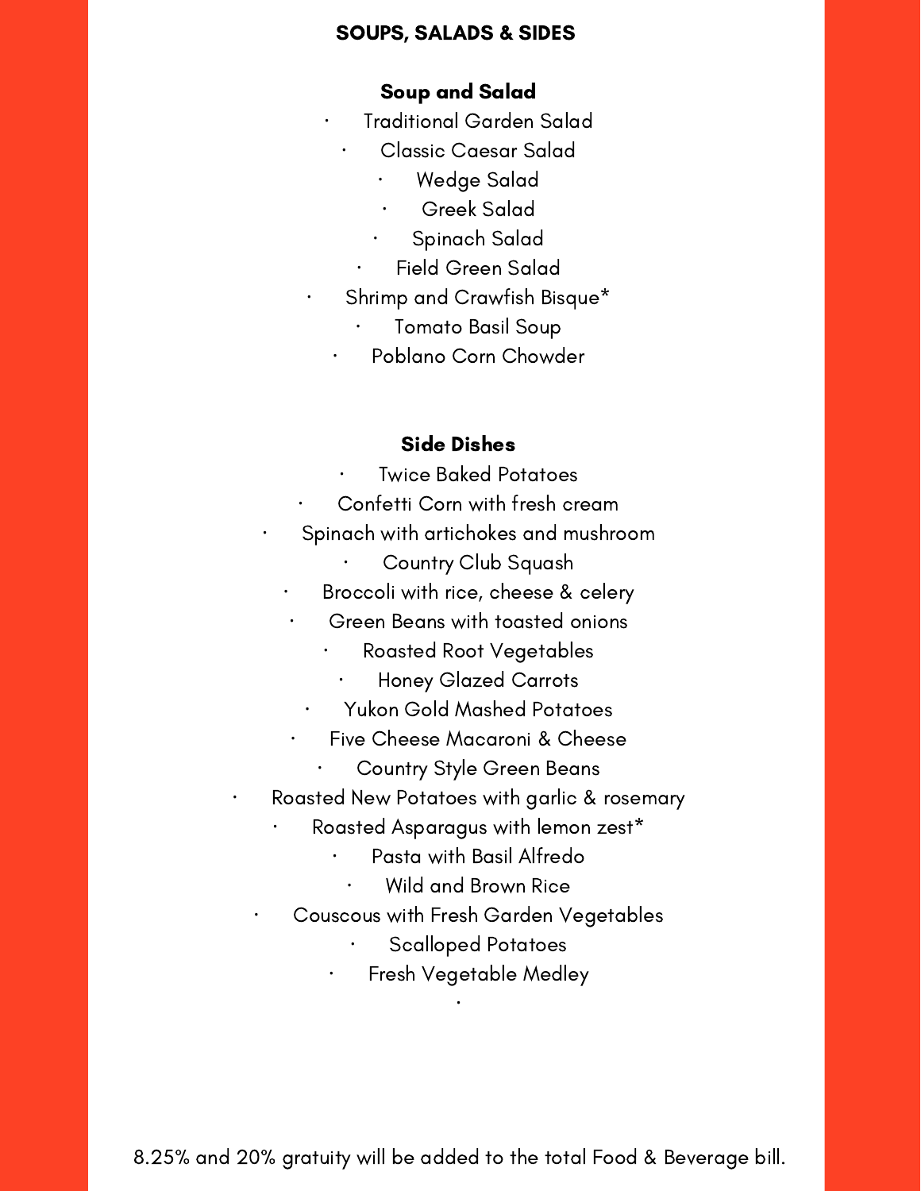## SOUPS, SALADS & SIDES

### Soup and Salad

- Traditional Garden Salad
- Classic Caesar Salad
- Wedge Salad
- Greek Salad
- Spinach Salad
- Field Green Salad
- Shrimp and Crawfish Bisque*
- Tomato Basil Soup
- Poblano Corn Chowder

### Side Dishes

- Twice Baked Potatoes
- Confetti Corn with fresh cream
- Spinach with artichokes and mushroom
- Country Club Squash
- Broccoli with rice, cheese & celery
- Green Beans with toasted onions
- Roasted Root Vegetables
- Honey Glazed Carrots
- Yukon Gold Mashed Potatoes
- Five Cheese Macaroni & Cheese
- Country Style Green Beans
- Roasted New Potatoes with garlic & rosemary
- Roasted Asparagus with lemon zest*
- Pasta with Basil Alfredo
- Wild and Brown Rice
- Couscous with Fresh Garden Vegetables
- Scalloped Potatoes
- Fresh Vegetable Medley

8.25% and 20% gratuity will be added to the total Food & Beverage bill.